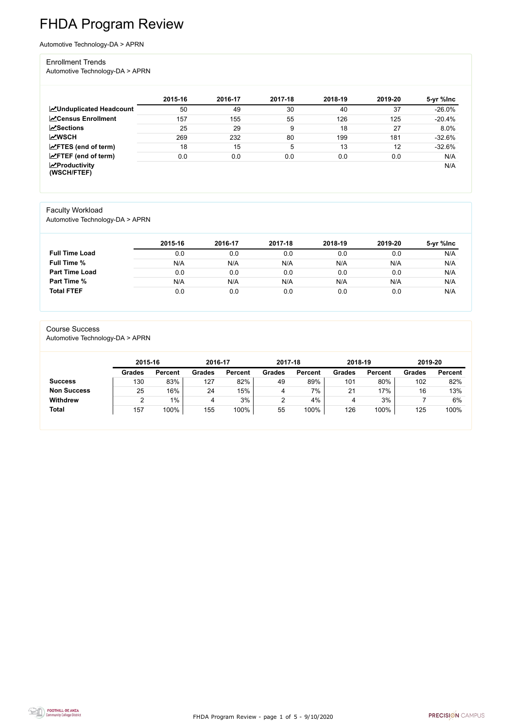# FHDA Program Review

Automotive Technology-DA > APRN

## Enrollment Trends

Automotive Technology-DA > APRN

| | 2015-16 | 2016-17 | 2017-18 | 2018-19 | 2019-20 | 5-yr %Inc |
|---|---|---|---|---|---|---|
| **Unduplicated Headcount** | 50 | 49 | 30 | 40 | 37 | -26.0% |
| **Census Enrollment** | 157 | 155 | 55 | 126 | 125 | -20.4% |
| **Sections** | 25 | 29 | 9 | 18 | 27 | 8.0% |
| **WSCH** | 269 | 232 | 80 | 199 | 181 | -32.6% |
| **FTES (end of term)** | 18 | 15 | 5 | 13 | 12 | -32.6% |
| **FTEF (end of term)** | 0.0 | 0.0 | 0.0 | 0.0 | 0.0 | N/A |
| **Productivity (WSCH/FTEF)** | | | | | | N/A |

## Faculty Workload

Automotive Technology-DA > APRN

| | 2015-16 | 2016-17 | 2017-18 | 2018-19 | 2019-20 | 5-yr %Inc |
|---|---|---|---|---|---|---|
| **Full Time Load** | 0.0 | 0.0 | 0.0 | 0.0 | 0.0 | N/A |
| **Full Time %** | N/A | N/A | N/A | N/A | N/A | N/A |
| **Part Time Load** | 0.0 | 0.0 | 0.0 | 0.0 | 0.0 | N/A |
| **Part Time %** | N/A | N/A | N/A | N/A | N/A | N/A |
| **Total FTEF** | 0.0 | 0.0 | 0.0 | 0.0 | 0.0 | N/A |

## Course Success

Automotive Technology-DA > APRN

| | 2015-16 | | 2016-17 | | 2017-18 | | 2018-19 | | 2019-20 | |
|---|---|---|---|---|---|---|---|---|---|---|
| | **Grades** | **Percent** | **Grades** | **Percent** | **Grades** | **Percent** | **Grades** | **Percent** | **Grades** | **Percent** |
| **Success** | 130 | 83% | 127 | 82% | 49 | 89% | 101 | 80% | 102 | 82% |
| **Non Success** | 25 | 16% | 24 | 15% | 4 | 7% | 21 | 17% | 16 | 13% |
| **Withdrew** | 2 | 1% | 4 | 3% | 2 | 4% | 4 | 3% | 7 | 6% |
| **Total** | 157 | 100% | 155 | 100% | 55 | 100% | 126 | 100% | 125 | 100% |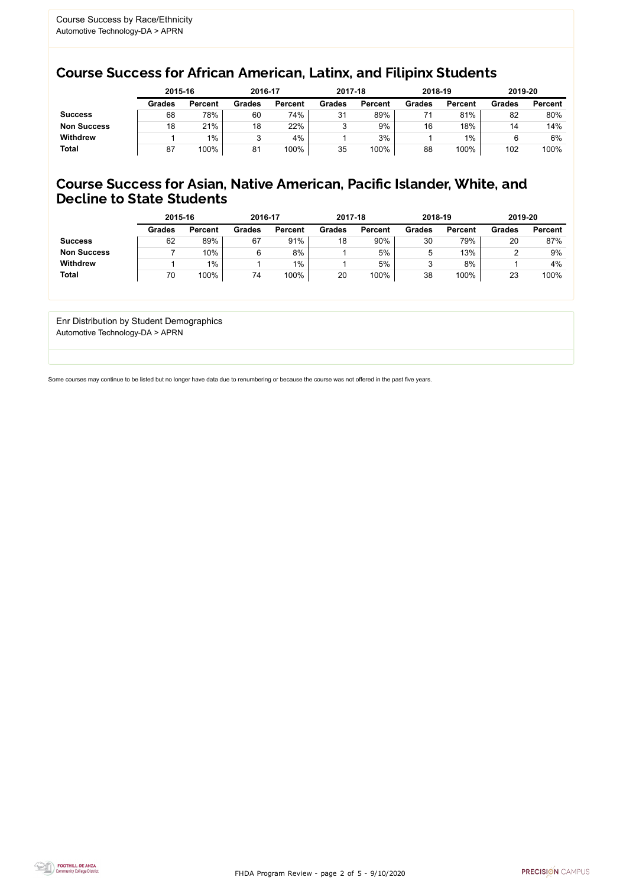Course Success by Race/Ethnicity
Automotive Technology-DA > APRN

## Course Success for African American, Latinx, and Filipinx Students

| | 2015-16 | | 2016-17 | | 2017-18 | | 2018-19 | | 2019-20 | |
|---|---|---|---|---|---|---|---|---|---|---|
| | **Grades** | **Percent** | **Grades** | **Percent** | **Grades** | **Percent** | **Grades** | **Percent** | **Grades** | **Percent** |
| **Success** | 68 | 78% | 60 | 74% | 31 | 89% | 71 | 81% | 82 | 80% |
| **Non Success** | 18 | 21% | 18 | 22% | 3 | 9% | 16 | 18% | 14 | 14% |
| **Withdrew** | 1 | 1% | 3 | 4% | 1 | 3% | 1 | 1% | 6 | 6% |
| **Total** | 87 | 100% | 81 | 100% | 35 | 100% | 88 | 100% | 102 | 100% |

## Course Success for Asian, Native American, Pacific Islander, White, and Decline to State Students

| | 2015-16 | | 2016-17 | | 2017-18 | | 2018-19 | | 2019-20 | |
|---|---|---|---|---|---|---|---|---|---|---|
| | **Grades** | **Percent** | **Grades** | **Percent** | **Grades** | **Percent** | **Grades** | **Percent** | **Grades** | **Percent** |
| **Success** | 62 | 89% | 67 | 91% | 18 | 90% | 30 | 79% | 20 | 87% |
| **Non Success** | 7 | 10% | 6 | 8% | 1 | 5% | 5 | 13% | 2 | 9% |
| **Withdrew** | 1 | 1% | 1 | 1% | 1 | 5% | 3 | 8% | 1 | 4% |
| **Total** | 70 | 100% | 74 | 100% | 20 | 100% | 38 | 100% | 23 | 100% |

Enr Distribution by Student Demographics
Automotive Technology-DA > APRN

Some courses may continue to be listed but no longer have data due to renumbering or because the course was not offered in the past five years.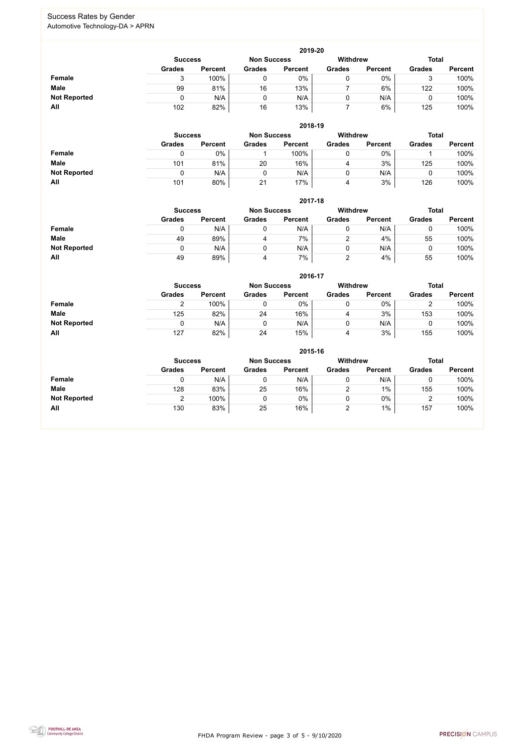## Success Rates by Gender

Automotive Technology-DA > APRN

### 2019-20

| | Success | | Non Success | | Withdrew | | Total | |
|---|---|---|---|---|---|---|---|---|
| | Grades | Percent | Grades | Percent | Grades | Percent | Grades | Percent |
| **Female** | 3 | 100% | 0 | 0% | 0 | 0% | 3 | 100% |
| **Male** | 99 | 81% | 16 | 13% | 7 | 6% | 122 | 100% |
| **Not Reported** | 0 | N/A | 0 | N/A | 0 | N/A | 0 | 100% |
| **All** | 102 | 82% | 16 | 13% | 7 | 6% | 125 | 100% |

### 2018-19

| | Success | | Non Success | | Withdrew | | Total | |
|---|---|---|---|---|---|---|---|---|
| | Grades | Percent | Grades | Percent | Grades | Percent | Grades | Percent |
| **Female** | 0 | 0% | 1 | 100% | 0 | 0% | 1 | 100% |
| **Male** | 101 | 81% | 20 | 16% | 4 | 3% | 125 | 100% |
| **Not Reported** | 0 | N/A | 0 | N/A | 0 | N/A | 0 | 100% |
| **All** | 101 | 80% | 21 | 17% | 4 | 3% | 126 | 100% |

### 2017-18

| | Success | | Non Success | | Withdrew | | Total | |
|---|---|---|---|---|---|---|---|---|
| | Grades | Percent | Grades | Percent | Grades | Percent | Grades | Percent |
| **Female** | 0 | N/A | 0 | N/A | 0 | N/A | 0 | 100% |
| **Male** | 49 | 89% | 4 | 7% | 2 | 4% | 55 | 100% |
| **Not Reported** | 0 | N/A | 0 | N/A | 0 | N/A | 0 | 100% |
| **All** | 49 | 89% | 4 | 7% | 2 | 4% | 55 | 100% |

### 2016-17

| | Success | | Non Success | | Withdrew | | Total | |
|---|---|---|---|---|---|---|---|---|
| | Grades | Percent | Grades | Percent | Grades | Percent | Grades | Percent |
| **Female** | 2 | 100% | 0 | 0% | 0 | 0% | 2 | 100% |
| **Male** | 125 | 82% | 24 | 16% | 4 | 3% | 153 | 100% |
| **Not Reported** | 0 | N/A | 0 | N/A | 0 | N/A | 0 | 100% |
| **All** | 127 | 82% | 24 | 15% | 4 | 3% | 155 | 100% |

### 2015-16

| | Success | | Non Success | | Withdrew | | Total | |
|---|---|---|---|---|---|---|---|---|
| | Grades | Percent | Grades | Percent | Grades | Percent | Grades | Percent |
| **Female** | 0 | N/A | 0 | N/A | 0 | N/A | 0 | 100% |
| **Male** | 128 | 83% | 25 | 16% | 2 | 1% | 155 | 100% |
| **Not Reported** | 2 | 100% | 0 | 0% | 0 | 0% | 2 | 100% |
| **All** | 130 | 83% | 25 | 16% | 2 | 1% | 157 | 100% |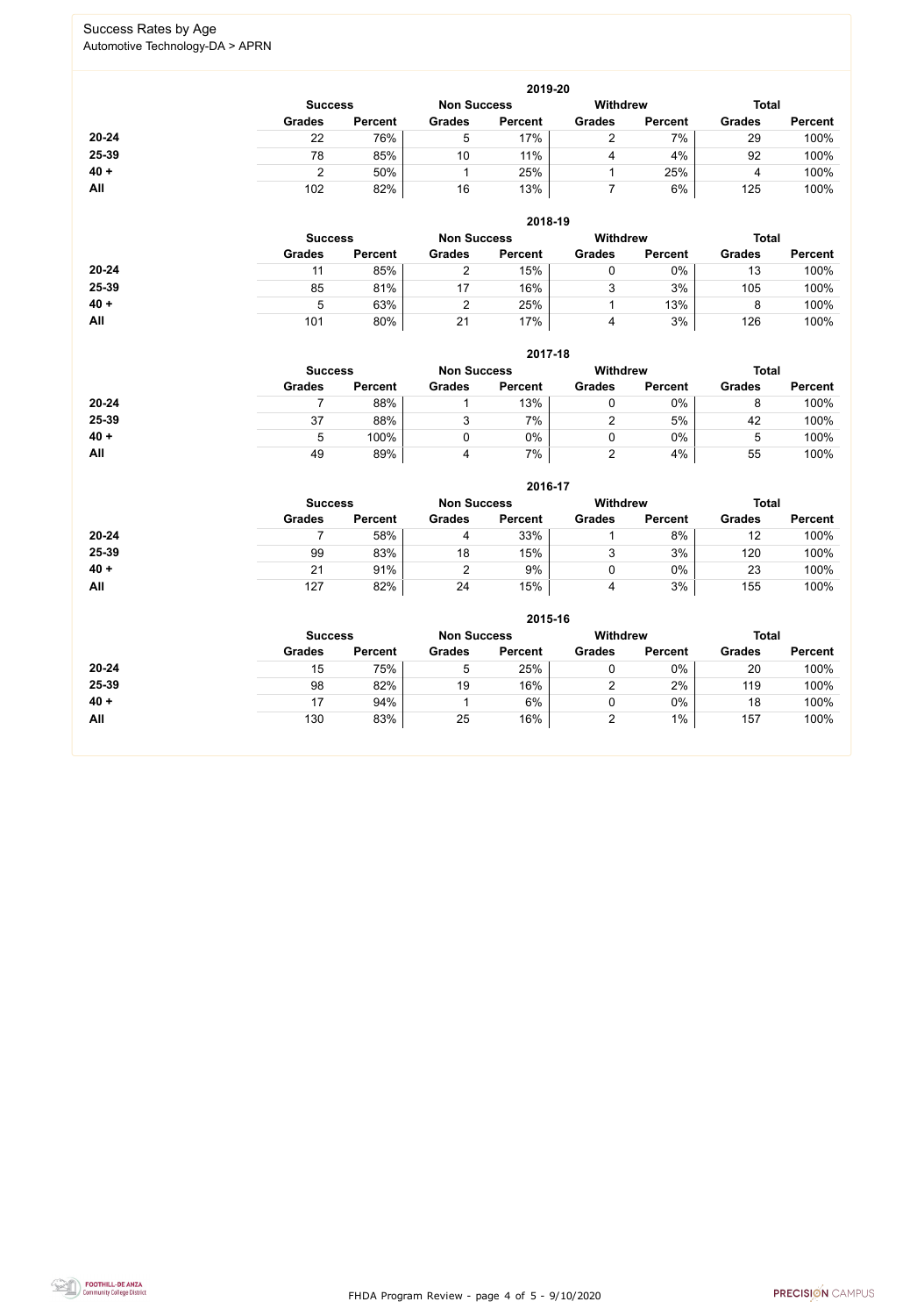# Success Rates by Age

Automotive Technology-DA > APRN

### 2019-20

| | Success | | Non Success | | Withdrew | | Total | |
|---|---|---|---|---|---|---|---|---|
| | Grades | Percent | Grades | Percent | Grades | Percent | Grades | Percent |
| 20-24 | 22 | 76% | 5 | 17% | 2 | 7% | 29 | 100% |
| 25-39 | 78 | 85% | 10 | 11% | 4 | 4% | 92 | 100% |
| 40 + | 2 | 50% | 1 | 25% | 1 | 25% | 4 | 100% |
| All | 102 | 82% | 16 | 13% | 7 | 6% | 125 | 100% |

### 2018-19

| | Success | | Non Success | | Withdrew | | Total | |
|---|---|---|---|---|---|---|---|---|
| | Grades | Percent | Grades | Percent | Grades | Percent | Grades | Percent |
| 20-24 | 11 | 85% | 2 | 15% | 0 | 0% | 13 | 100% |
| 25-39 | 85 | 81% | 17 | 16% | 3 | 3% | 105 | 100% |
| 40 + | 5 | 63% | 2 | 25% | 1 | 13% | 8 | 100% |
| All | 101 | 80% | 21 | 17% | 4 | 3% | 126 | 100% |

### 2017-18

| | Success | | Non Success | | Withdrew | | Total | |
|---|---|---|---|---|---|---|---|---|
| | Grades | Percent | Grades | Percent | Grades | Percent | Grades | Percent |
| 20-24 | 7 | 88% | 1 | 13% | 0 | 0% | 8 | 100% |
| 25-39 | 37 | 88% | 3 | 7% | 2 | 5% | 42 | 100% |
| 40 + | 5 | 100% | 0 | 0% | 0 | 0% | 5 | 100% |
| All | 49 | 89% | 4 | 7% | 2 | 4% | 55 | 100% |

### 2016-17

| | Success | | Non Success | | Withdrew | | Total | |
|---|---|---|---|---|---|---|---|---|
| | Grades | Percent | Grades | Percent | Grades | Percent | Grades | Percent |
| 20-24 | 7 | 58% | 4 | 33% | 1 | 8% | 12 | 100% |
| 25-39 | 99 | 83% | 18 | 15% | 3 | 3% | 120 | 100% |
| 40 + | 21 | 91% | 2 | 9% | 0 | 0% | 23 | 100% |
| All | 127 | 82% | 24 | 15% | 4 | 3% | 155 | 100% |

### 2015-16

| | Success | | Non Success | | Withdrew | | Total | |
|---|---|---|---|---|---|---|---|---|
| | Grades | Percent | Grades | Percent | Grades | Percent | Grades | Percent |
| 20-24 | 15 | 75% | 5 | 25% | 0 | 0% | 20 | 100% |
| 25-39 | 98 | 82% | 19 | 16% | 2 | 2% | 119 | 100% |
| 40 + | 17 | 94% | 1 | 6% | 0 | 0% | 18 | 100% |
| All | 130 | 83% | 25 | 16% | 2 | 1% | 157 | 100% |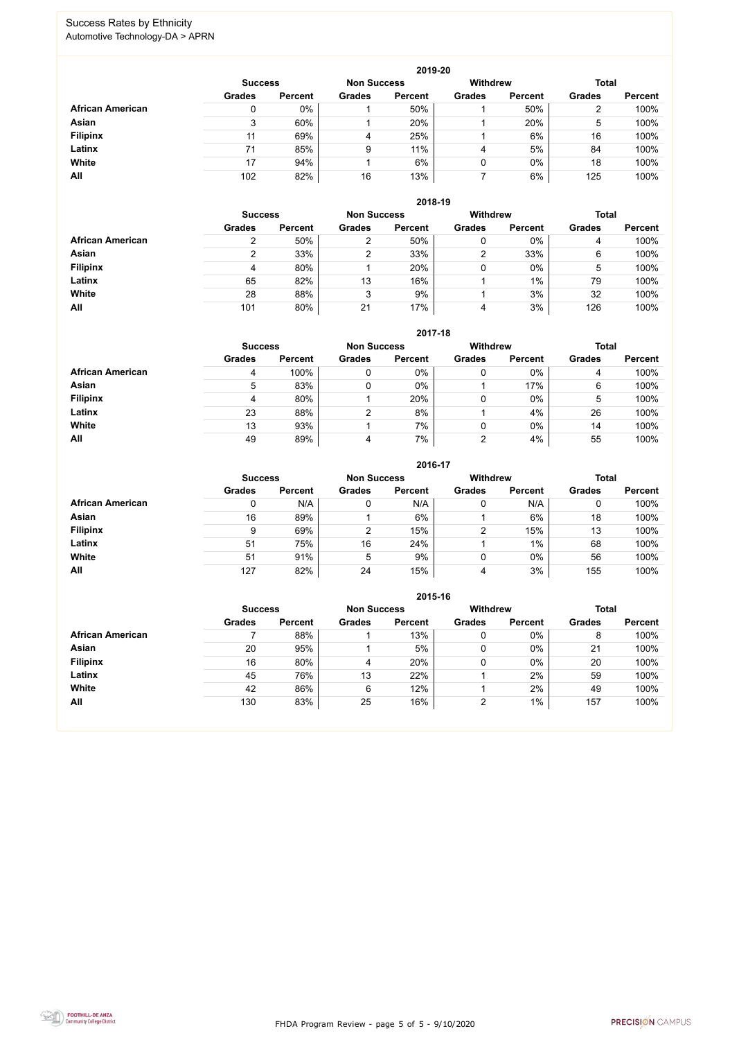# Success Rates by Ethnicity

Automotive Technology-DA > APRN

## 2019-20

| | Success | | Non Success | | Withdrew | | Total | |
|---|---|---|---|---|---|---|---|---|
| | Grades | Percent | Grades | Percent | Grades | Percent | Grades | Percent |
| **African American** | 0 | 0% | 1 | 50% | 1 | 50% | 2 | 100% |
| **Asian** | 3 | 60% | 1 | 20% | 1 | 20% | 5 | 100% |
| **Filipinx** | 11 | 69% | 4 | 25% | 1 | 6% | 16 | 100% |
| **Latinx** | 71 | 85% | 9 | 11% | 4 | 5% | 84 | 100% |
| **White** | 17 | 94% | 1 | 6% | 0 | 0% | 18 | 100% |
| **All** | 102 | 82% | 16 | 13% | 7 | 6% | 125 | 100% |

## 2018-19

| | Success | | Non Success | | Withdrew | | Total | |
|---|---|---|---|---|---|---|---|---|
| | Grades | Percent | Grades | Percent | Grades | Percent | Grades | Percent |
| **African American** | 2 | 50% | 2 | 50% | 0 | 0% | 4 | 100% |
| **Asian** | 2 | 33% | 2 | 33% | 2 | 33% | 6 | 100% |
| **Filipinx** | 4 | 80% | 1 | 20% | 0 | 0% | 5 | 100% |
| **Latinx** | 65 | 82% | 13 | 16% | 1 | 1% | 79 | 100% |
| **White** | 28 | 88% | 3 | 9% | 1 | 3% | 32 | 100% |
| **All** | 101 | 80% | 21 | 17% | 4 | 3% | 126 | 100% |

## 2017-18

| | Success | | Non Success | | Withdrew | | Total | |
|---|---|---|---|---|---|---|---|---|
| | Grades | Percent | Grades | Percent | Grades | Percent | Grades | Percent |
| **African American** | 4 | 100% | 0 | 0% | 0 | 0% | 4 | 100% |
| **Asian** | 5 | 83% | 0 | 0% | 1 | 17% | 6 | 100% |
| **Filipinx** | 4 | 80% | 1 | 20% | 0 | 0% | 5 | 100% |
| **Latinx** | 23 | 88% | 2 | 8% | 1 | 4% | 26 | 100% |
| **White** | 13 | 93% | 1 | 7% | 0 | 0% | 14 | 100% |
| **All** | 49 | 89% | 4 | 7% | 2 | 4% | 55 | 100% |

## 2016-17

| | Success | | Non Success | | Withdrew | | Total | |
|---|---|---|---|---|---|---|---|---|
| | Grades | Percent | Grades | Percent | Grades | Percent | Grades | Percent |
| **African American** | 0 | N/A | 0 | N/A | 0 | N/A | 0 | 100% |
| **Asian** | 16 | 89% | 1 | 6% | 1 | 6% | 18 | 100% |
| **Filipinx** | 9 | 69% | 2 | 15% | 2 | 15% | 13 | 100% |
| **Latinx** | 51 | 75% | 16 | 24% | 1 | 1% | 68 | 100% |
| **White** | 51 | 91% | 5 | 9% | 0 | 0% | 56 | 100% |
| **All** | 127 | 82% | 24 | 15% | 4 | 3% | 155 | 100% |

## 2015-16

| | Success | | Non Success | | Withdrew | | Total | |
|---|---|---|---|---|---|---|---|---|
| | Grades | Percent | Grades | Percent | Grades | Percent | Grades | Percent |
| **African American** | 7 | 88% | 1 | 13% | 0 | 0% | 8 | 100% |
| **Asian** | 20 | 95% | 1 | 5% | 0 | 0% | 21 | 100% |
| **Filipinx** | 16 | 80% | 4 | 20% | 0 | 0% | 20 | 100% |
| **Latinx** | 45 | 76% | 13 | 22% | 1 | 2% | 59 | 100% |
| **White** | 42 | 86% | 6 | 12% | 1 | 2% | 49 | 100% |
| **All** | 130 | 83% | 25 | 16% | 2 | 1% | 157 | 100% |